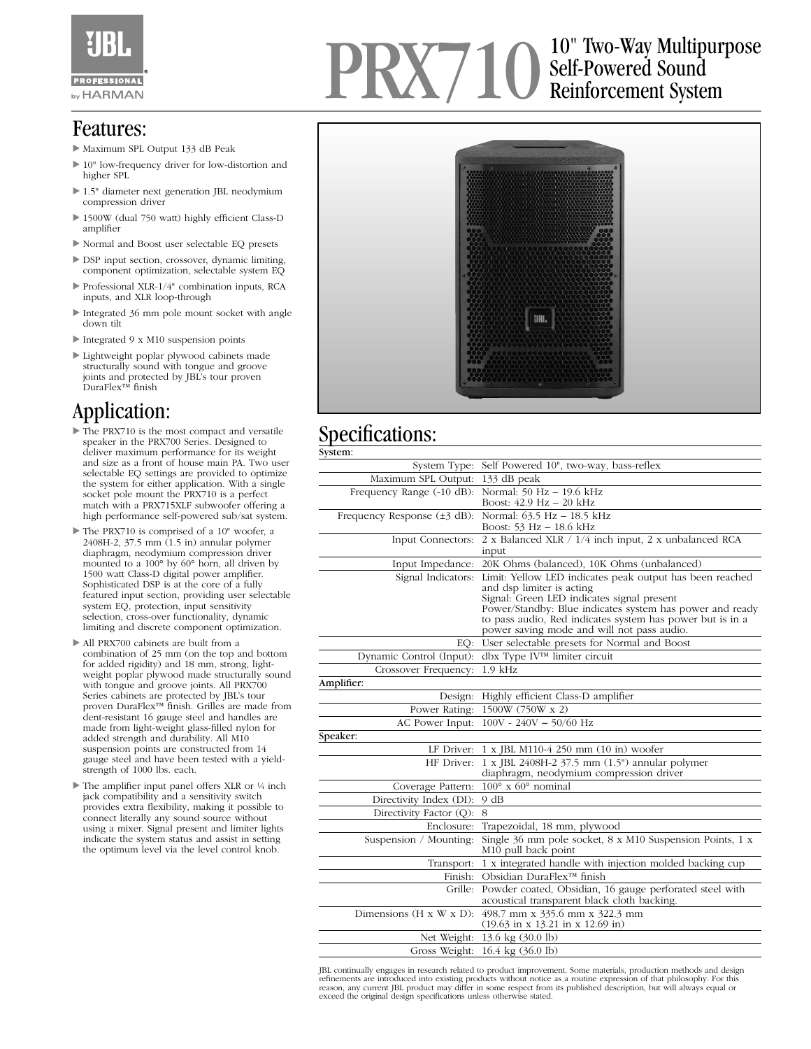# PRX710 10" Two-Way Multipurpose Self-Powered Sound Reinforcement System

## Features:

- Maximum SPL Output 133 dB Peak
- 10" low-frequency driver for low-distortion and higher SPL
- 1.5" diameter next generation JBL neodymium compression driver
- 1500W (dual 750 watt) highly efficient Class-D amplifier
- Normal and Boost user selectable EQ presets
- DSP input section, crossover, dynamic limiting, component optimization, selectable system EQ
- Professional XLR-1/4" combination inputs, RCA inputs, and XLR loop-through
- Integrated 36 mm pole mount socket with angle down tilt
- Integrated 9 x M10 suspension points
- Lightweight poplar plywood cabinets made structurally sound with tongue and groove joints and protected by JBL's tour proven DuraFlex™ finish

## Application:

- The PRX710 is the most compact and versatile speaker in the PRX700 Series. Designed to deliver maximum performance for its weight and size as a front of house main PA. Two user selectable EQ settings are provided to optimize the system for either application. With a single socket pole mount the PRX710 is a perfect match with a PRX715XLF subwoofer offering a high performance self-powered sub/sat system.
- The PRX710 is comprised of a 10" woofer, a 2408H-2, 37.5 mm (1.5 in) annular polymer diaphragm, neodymium compression driver mounted to a 100° by 60° horn, all driven by 1500 watt Class-D digital power amplifier. Sophisticated DSP is at the core of a fully featured input section, providing user selectable system EQ, protection, input sensitivity selection, cross-over functionality, dynamic limiting and discrete component optimization.
- All PRX700 cabinets are built from a combination of 25 mm (on the top and bottom for added rigidity) and 18 mm, strong, light-weight poplar plywood made structurally sound with tongue and groove joints. All PRX700 Series cabinets are protected by JBL's tour proven DuraFlex™ finish. Grilles are made from dent-resistant 16 gauge steel and handles are made from light-weight glass-filled nylon for added strength and durability. All M10 suspension points are constructed from 14 gauge steel and have been tested with a yield-strength of 1000 lbs. each.
- The amplifier input panel offers XLR or ¼ inch jack compatibility and a sensitivity switch provides extra flexibility, making it possible to connect literally any sound source without using a mixer. Signal present and limiter lights indicate the system status and assist in setting the optimum level via the level control knob.

## Specifications:

| System: | |
|---|---|
| System Type: | Self Powered 10", two-way, bass-reflex |
| Maximum SPL Output: | 133 dB peak |
| Frequency Range (-10 dB): | Normal: 50 Hz – 19.6 kHz<br>Boost: 42.9 Hz – 20 kHz |
| Frequency Response (±3 dB): | Normal: 63.5 Hz – 18.5 kHz<br>Boost: 53 Hz – 18.6 kHz |
| Input Connectors: | 2 x Balanced XLR / 1/4 inch input, 2 x unbalanced RCA input |
| Input Impedance: | 20K Ohms (balanced), 10K Ohms (unbalanced) |
| Signal Indicators: | Limit: Yellow LED indicates peak output has been reached and dsp limiter is acting<br>Signal: Green LED indicates signal present<br>Power/Standby: Blue indicates system has power and ready to pass audio, Red indicates system has power but is in a power saving mode and will not pass audio. |
| EQ: | User selectable presets for Normal and Boost |
| Dynamic Control (Input): | dbx Type IV™ limiter circuit |
| Crossover Frequency: | 1.9 kHz |
| **Amplifier:** | |
| Design: | Highly efficient Class-D amplifier |
| Power Rating: | 1500W (750W x 2) |
| AC Power Input: | 100V - 240V ~ 50/60 Hz |
| **Speaker:** | |
| LF Driver: | 1 x JBL M110-4 250 mm (10 in) woofer |
| HF Driver: | 1 x JBL 2408H-2 37.5 mm (1.5") annular polymer diaphragm, neodymium compression driver |
| Coverage Pattern: | 100° x 60° nominal |
| Directivity Index (DI): | 9 dB |
| Directivity Factor (Q): | 8 |
| Enclosure: | Trapezoidal, 18 mm, plywood |
| Suspension / Mounting: | Single 36 mm pole socket, 8 x M10 Suspension Points, 1 x M10 pull back point |
| Transport: | 1 x integrated handle with injection molded backing cup |
| Finish: | Obsidian DuraFlex™ finish |
| Grille: | Powder coated, Obsidian, 16 gauge perforated steel with acoustical transparent black cloth backing. |
| Dimensions (H x W x D): | 498.7 mm x 335.6 mm x 322.3 mm<br>(19.63 in x 13.21 in x 12.69 in) |
| Net Weight: | 13.6 kg (30.0 lb) |
| Gross Weight: | 16.4 kg (36.0 lb) |

JBL continually engages in research related to product improvement. Some materials, production methods and design refinements are introduced into existing products without notice as a routine expression of that philosophy. For this reason, any current JBL product may differ in some respect from its published description, but will always equal or exceed the original design specifications unless otherwise stated.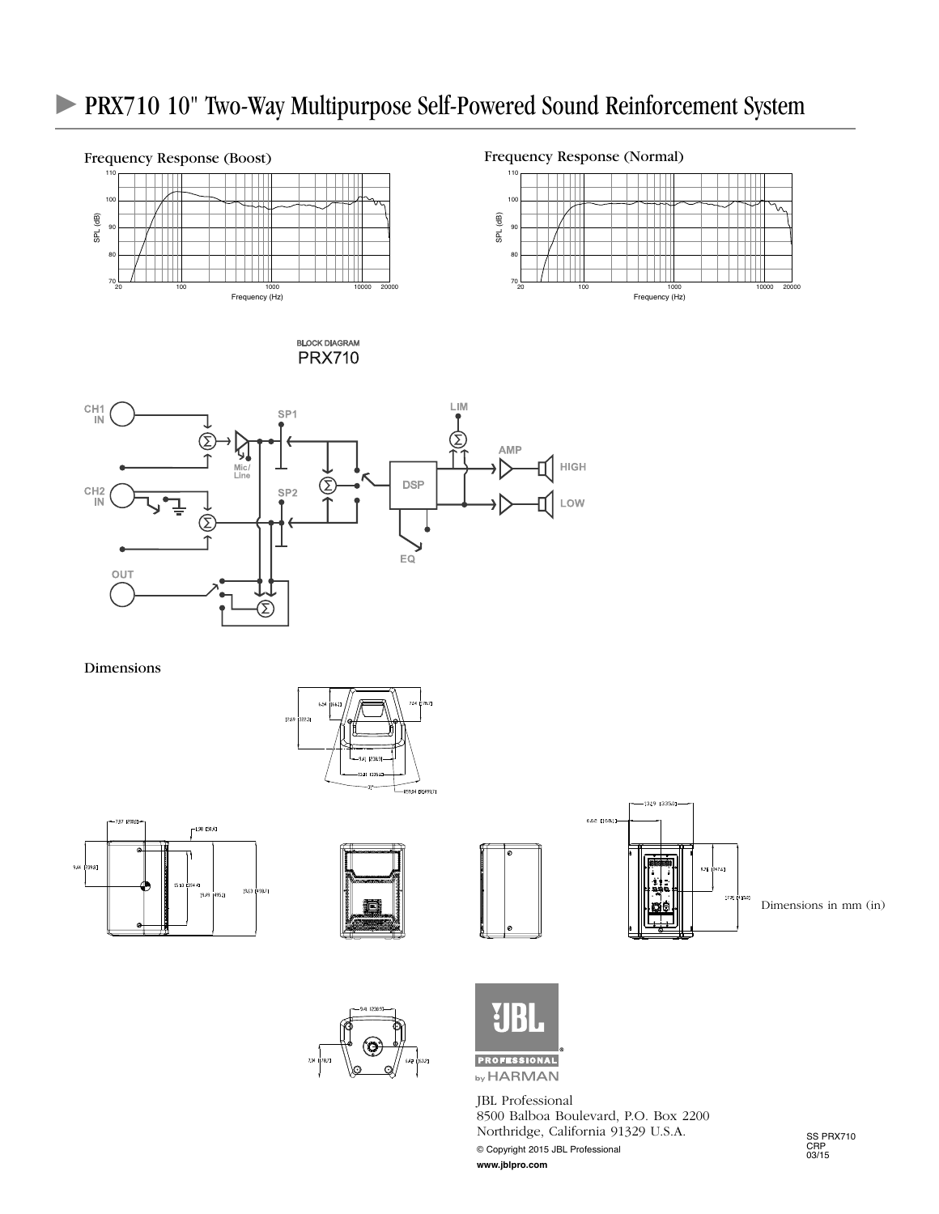# ► PRX710 10" Two-Way Multipurpose Self-Powered Sound Reinforcement System

## Frequency Response (Boost)

110
100
90
80
70
SPL (dB)
20 100 1000 10000 20000
Frequency (Hz)

## Frequency Response (Normal)

110
100
90
80
70
SPL (dB)
20 100 1000 10000 20000
Frequency (Hz)

BLOCK DIAGRAM
PRX710

CH1 IN
CH2 IN
OUT
Mic/ Line
SP1
SP2
LIM
DSP
AMP
HIGH
LOW
EQ

## Dimensions

Dimensions in mm (in)

JBL PROFESSIONAL
by HARMAN

JBL Professional
8500 Balboa Boulevard, P.O. Box 2200
Northridge, California 91329 U.S.A.

© Copyright 2015 JBL Professional

www.jblpro.com

SS PRX710
CRP
03/15